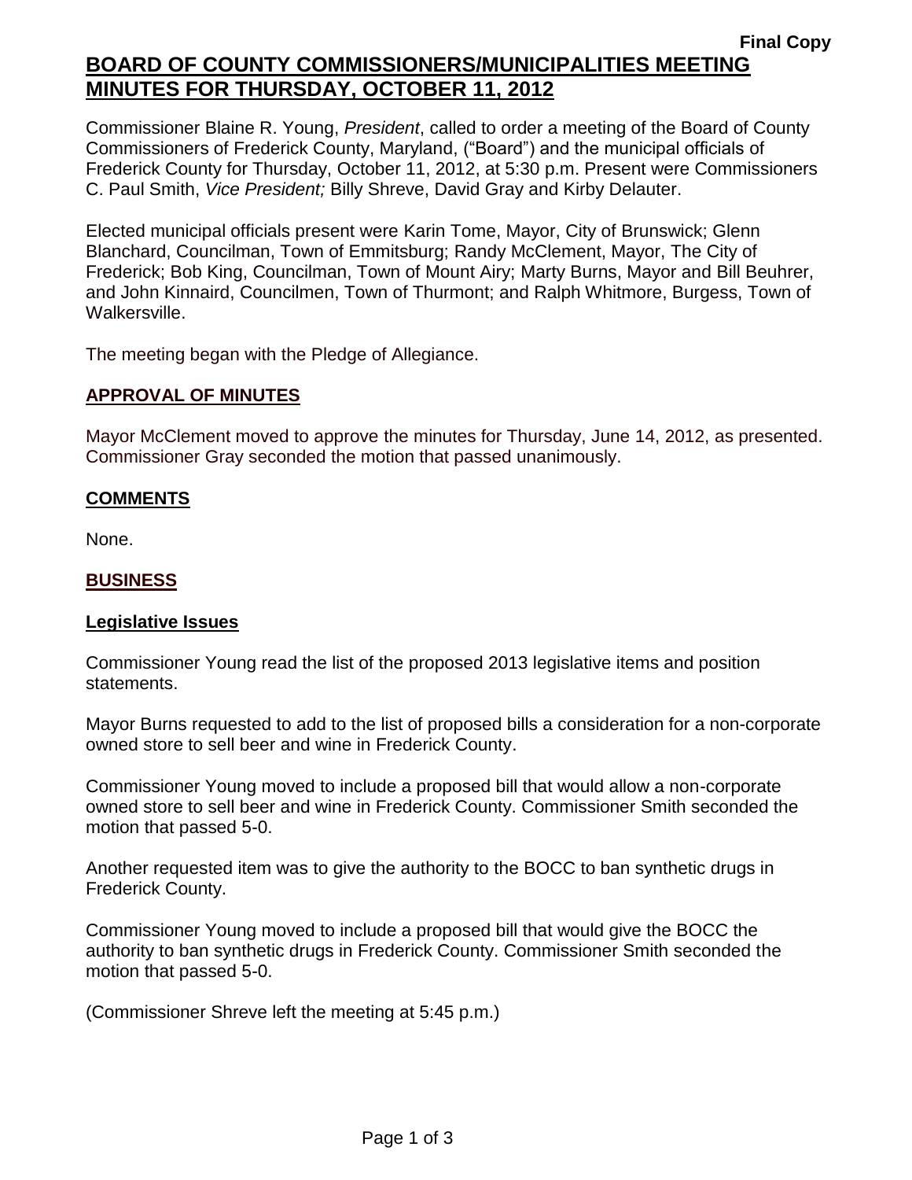**Final Copy**

# BOARD OF COUNTY COMMISSIONERS/MUNICIPALITIES MEETING MINUTES FOR THURSDAY, OCTOBER 11, 2012

Commissioner Blaine R. Young, *President*, called to order a meeting of the Board of County Commissioners of Frederick County, Maryland, ("Board") and the municipal officials of Frederick County for Thursday, October 11, 2012, at 5:30 p.m. Present were Commissioners C. Paul Smith, *Vice President;* Billy Shreve, David Gray and Kirby Delauter.

Elected municipal officials present were Karin Tome, Mayor, City of Brunswick; Glenn Blanchard, Councilman, Town of Emmitsburg; Randy McClement, Mayor, The City of Frederick; Bob King, Councilman, Town of Mount Airy; Marty Burns, Mayor and Bill Beuhrer, and John Kinnaird, Councilmen, Town of Thurmont; and Ralph Whitmore, Burgess, Town of Walkersville.

The meeting began with the Pledge of Allegiance.

## APPROVAL OF MINUTES

Mayor McClement moved to approve the minutes for Thursday, June 14, 2012, as presented. Commissioner Gray seconded the motion that passed unanimously.

## COMMENTS

None.

## BUSINESS

### Legislative Issues

Commissioner Young read the list of the proposed 2013 legislative items and position statements.

Mayor Burns requested to add to the list of proposed bills a consideration for a non-corporate owned store to sell beer and wine in Frederick County.

Commissioner Young moved to include a proposed bill that would allow a non-corporate owned store to sell beer and wine in Frederick County. Commissioner Smith seconded the motion that passed 5-0.

Another requested item was to give the authority to the BOCC to ban synthetic drugs in Frederick County.

Commissioner Young moved to include a proposed bill that would give the BOCC the authority to ban synthetic drugs in Frederick County. Commissioner Smith seconded the motion that passed 5-0.

(Commissioner Shreve left the meeting at 5:45 p.m.)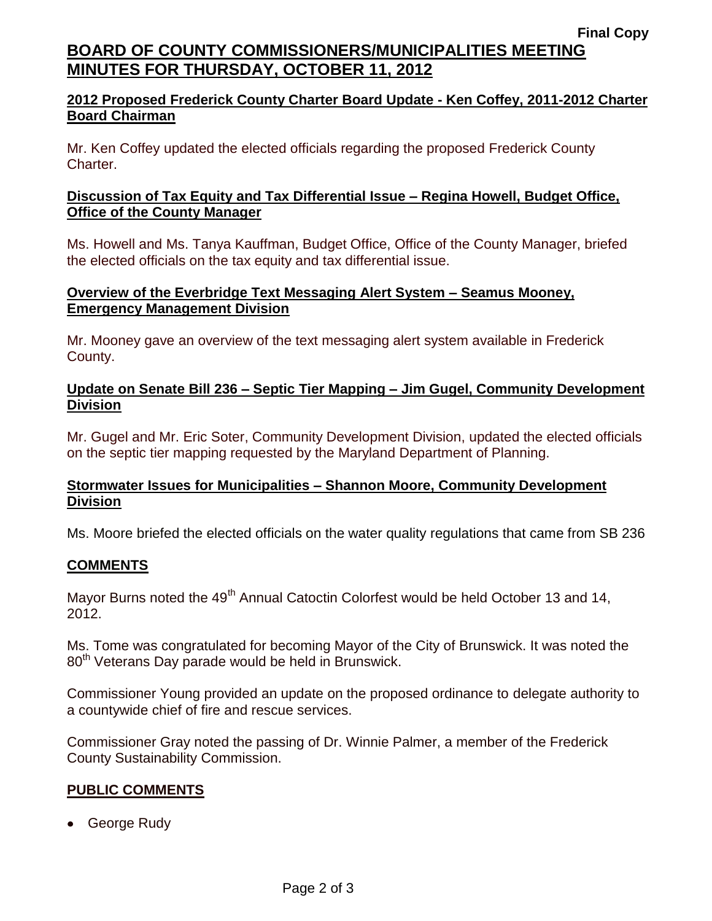## 2012 Proposed Frederick County Charter Board Update - Ken Coffey, 2011-2012 Charter Board Chairman

Mr. Ken Coffey updated the elected officials regarding the proposed Frederick County Charter.

## Discussion of Tax Equity and Tax Differential Issue – Regina Howell, Budget Office, Office of the County Manager

Ms. Howell and Ms. Tanya Kauffman, Budget Office, Office of the County Manager, briefed the elected officials on the tax equity and tax differential issue.

## Overview of the Everbridge Text Messaging Alert System – Seamus Mooney, Emergency Management Division

Mr. Mooney gave an overview of the text messaging alert system available in Frederick County.

## Update on Senate Bill 236 – Septic Tier Mapping – Jim Gugel, Community Development Division

Mr. Gugel and Mr. Eric Soter, Community Development Division, updated the elected officials on the septic tier mapping requested by the Maryland Department of Planning.

## Stormwater Issues for Municipalities – Shannon Moore, Community Development Division

Ms. Moore briefed the elected officials on the water quality regulations that came from SB 236

## COMMENTS

Mayor Burns noted the 49th Annual Catoctin Colorfest would be held October 13 and 14, 2012.

Ms. Tome was congratulated for becoming Mayor of the City of Brunswick. It was noted the 80th Veterans Day parade would be held in Brunswick.

Commissioner Young provided an update on the proposed ordinance to delegate authority to a countywide chief of fire and rescue services.

Commissioner Gray noted the passing of Dr. Winnie Palmer, a member of the Frederick County Sustainability Commission.

## PUBLIC COMMENTS

- George Rudy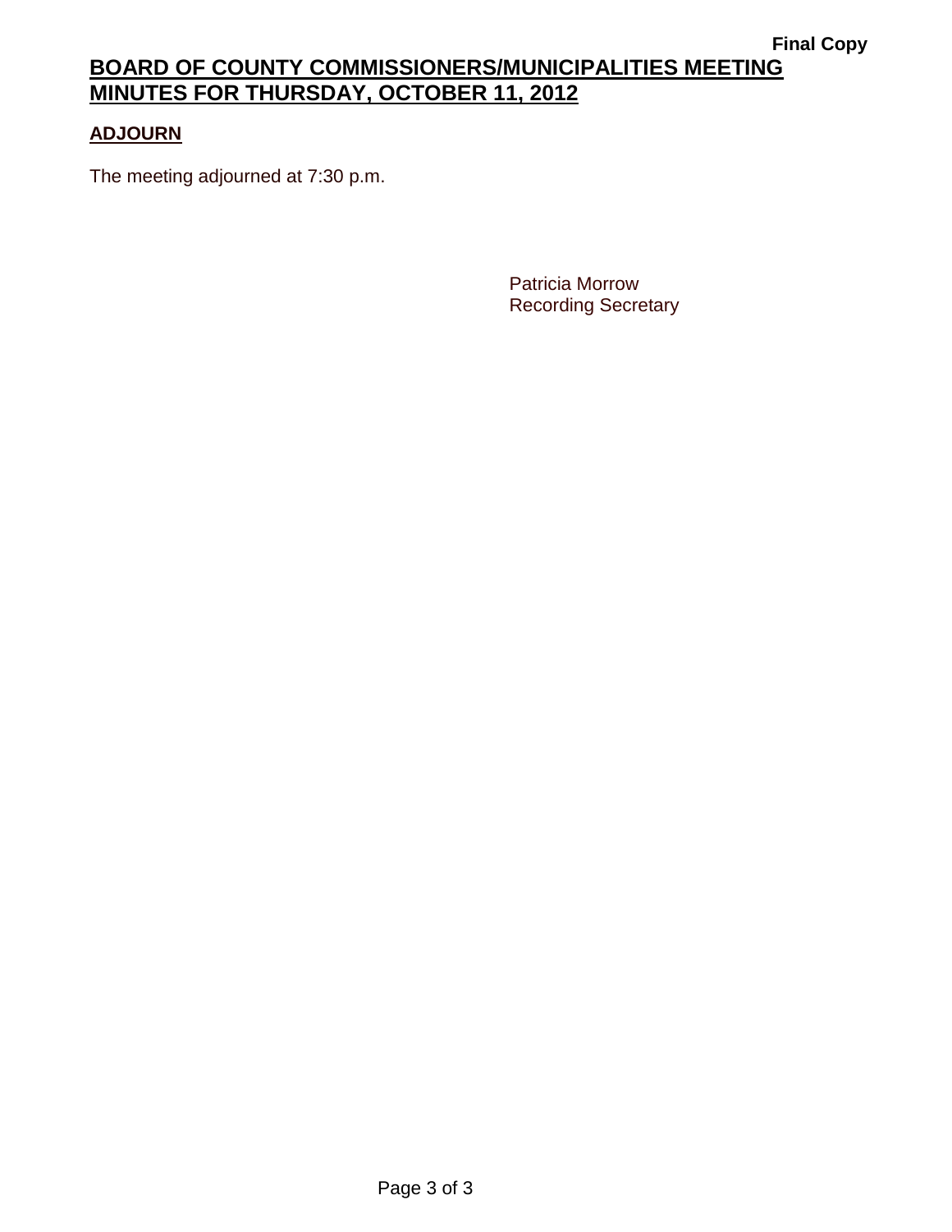## ADJOURN

The meeting adjourned at 7:30 p.m.

Patricia Morrow
Recording Secretary